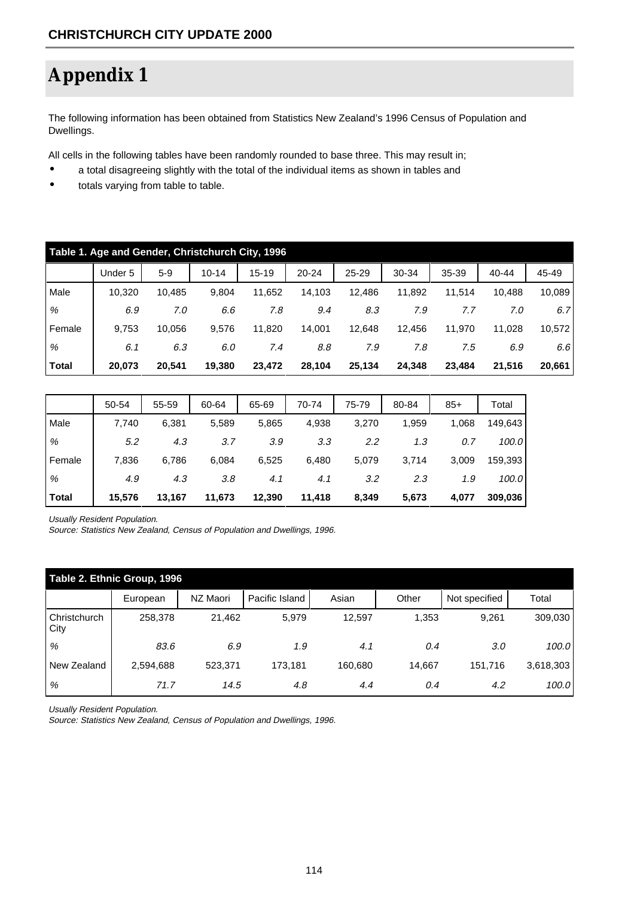# Appendix 1

The following information has been obtained from Statistics New Zealand's 1996 Census of Population and Dwellings.

All cells in the following tables have been randomly rounded to base three. This may result in;

- a total disagreeing slightly with the total of the individual items as shown in tables and
- totals varying from table to table.

**Table 1. Age and Gender, Christchurch City, 1996**

| | Under 5 | 5-9 | 10-14 | 15-19 | 20-24 | 25-29 | 30-34 | 35-39 | 40-44 | 45-49 |
|---|---|---|---|---|---|---|---|---|---|---|
| Male | 10,320 | 10,485 | 9,804 | 11,652 | 14,103 | 12,486 | 11,892 | 11,514 | 10,488 | 10,089 |
| *%* | *6.9* | *7.0* | *6.6* | *7.8* | *9.4* | *8.3* | *7.9* | *7.7* | *7.0* | *6.7* |
| Female | 9,753 | 10,056 | 9,576 | 11,820 | 14,001 | 12,648 | 12,456 | 11,970 | 11,028 | 10,572 |
| *%* | *6.1* | *6.3* | *6.0* | *7.4* | *8.8* | *7.9* | *7.8* | *7.5* | *6.9* | *6.6* |
| **Total** | **20,073** | **20,541** | **19,380** | **23,472** | **28,104** | **25,134** | **24,348** | **23,484** | **21,516** | **20,661** |

| | 50-54 | 55-59 | 60-64 | 65-69 | 70-74 | 75-79 | 80-84 | 85+ | Total |
|---|---|---|---|---|---|---|---|---|---|
| Male | 7,740 | 6,381 | 5,589 | 5,865 | 4,938 | 3,270 | 1,959 | 1,068 | 149,643 |
| *%* | *5.2* | *4.3* | *3.7* | *3.9* | *3.3* | *2.2* | *1.3* | *0.7* | *100.0* |
| Female | 7,836 | 6,786 | 6,084 | 6,525 | 6,480 | 5,079 | 3,714 | 3,009 | 159,393 |
| *%* | *4.9* | *4.3* | *3.8* | *4.1* | *4.1* | *3.2* | *2.3* | *1.9* | *100.0* |
| **Total** | **15,576** | **13,167** | **11,673** | **12,390** | **11,418** | **8,349** | **5,673** | **4,077** | **309,036** |

*Usually Resident Population.*
*Source: Statistics New Zealand, Census of Population and Dwellings, 1996.*

**Table 2. Ethnic Group, 1996**

| | European | NZ Maori | Pacific Island | Asian | Other | Not specified | Total |
|---|---|---|---|---|---|---|---|
| Christchurch City | 258,378 | 21,462 | 5,979 | 12,597 | 1,353 | 9,261 | 309,030 |
| *%* | *83.6* | *6.9* | *1.9* | *4.1* | *0.4* | *3.0* | *100.0* |
| New Zealand | 2,594,688 | 523,371 | 173,181 | 160,680 | 14,667 | 151,716 | 3,618,303 |
| *%* | *71.7* | *14.5* | *4.8* | *4.4* | *0.4* | *4.2* | *100.0* |

*Usually Resident Population.*
*Source: Statistics New Zealand, Census of Population and Dwellings, 1996.*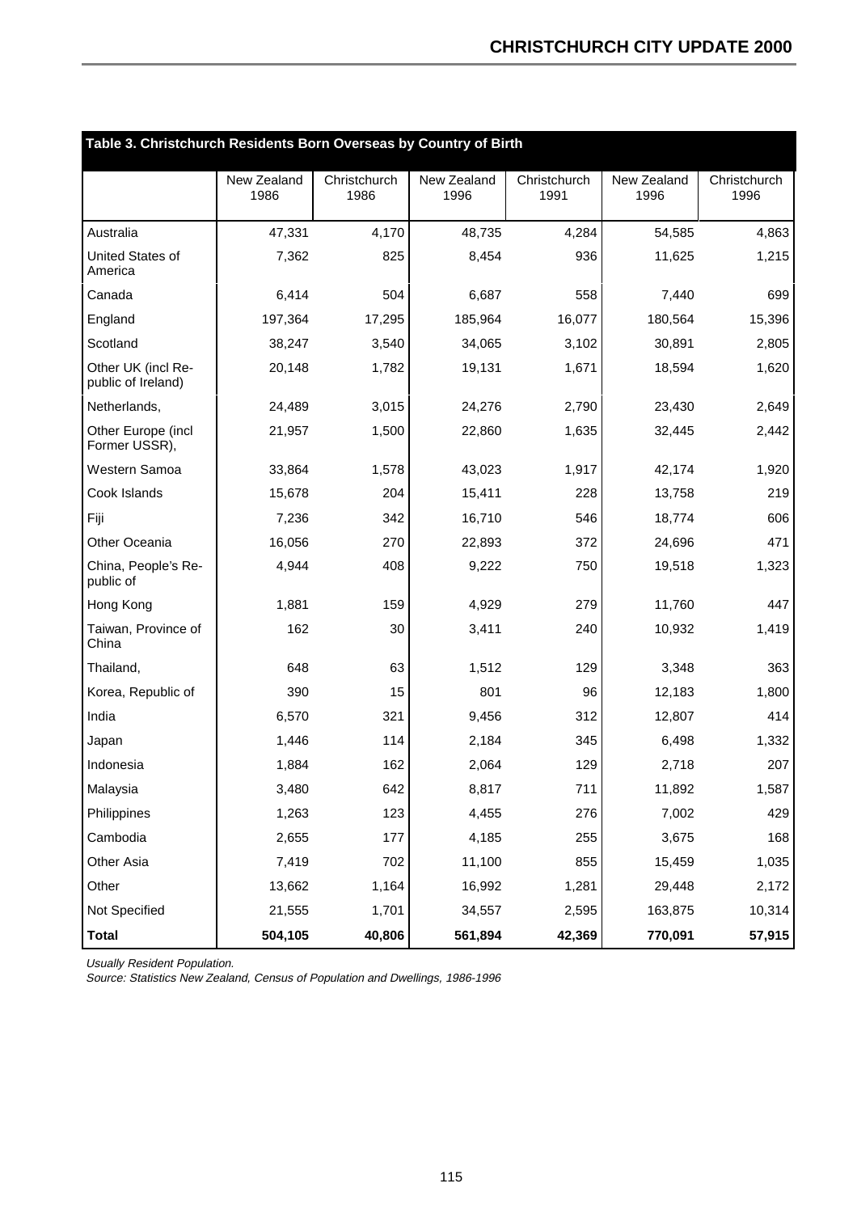## Table 3. Christchurch Residents Born Overseas by Country of Birth

| | New Zealand 1986 | Christchurch 1986 | New Zealand 1996 | Christchurch 1991 | New Zealand 1996 | Christchurch 1996 |
|---|---|---|---|---|---|---|
| Australia | 47,331 | 4,170 | 48,735 | 4,284 | 54,585 | 4,863 |
| United States of America | 7,362 | 825 | 8,454 | 936 | 11,625 | 1,215 |
| Canada | 6,414 | 504 | 6,687 | 558 | 7,440 | 699 |
| England | 197,364 | 17,295 | 185,964 | 16,077 | 180,564 | 15,396 |
| Scotland | 38,247 | 3,540 | 34,065 | 3,102 | 30,891 | 2,805 |
| Other UK (incl Re-public of Ireland) | 20,148 | 1,782 | 19,131 | 1,671 | 18,594 | 1,620 |
| Netherlands, | 24,489 | 3,015 | 24,276 | 2,790 | 23,430 | 2,649 |
| Other Europe (incl Former USSR), | 21,957 | 1,500 | 22,860 | 1,635 | 32,445 | 2,442 |
| Western Samoa | 33,864 | 1,578 | 43,023 | 1,917 | 42,174 | 1,920 |
| Cook Islands | 15,678 | 204 | 15,411 | 228 | 13,758 | 219 |
| Fiji | 7,236 | 342 | 16,710 | 546 | 18,774 | 606 |
| Other Oceania | 16,056 | 270 | 22,893 | 372 | 24,696 | 471 |
| China, People's Re-public of | 4,944 | 408 | 9,222 | 750 | 19,518 | 1,323 |
| Hong Kong | 1,881 | 159 | 4,929 | 279 | 11,760 | 447 |
| Taiwan, Province of China | 162 | 30 | 3,411 | 240 | 10,932 | 1,419 |
| Thailand, | 648 | 63 | 1,512 | 129 | 3,348 | 363 |
| Korea, Republic of | 390 | 15 | 801 | 96 | 12,183 | 1,800 |
| India | 6,570 | 321 | 9,456 | 312 | 12,807 | 414 |
| Japan | 1,446 | 114 | 2,184 | 345 | 6,498 | 1,332 |
| Indonesia | 1,884 | 162 | 2,064 | 129 | 2,718 | 207 |
| Malaysia | 3,480 | 642 | 8,817 | 711 | 11,892 | 1,587 |
| Philippines | 1,263 | 123 | 4,455 | 276 | 7,002 | 429 |
| Cambodia | 2,655 | 177 | 4,185 | 255 | 3,675 | 168 |
| Other Asia | 7,419 | 702 | 11,100 | 855 | 15,459 | 1,035 |
| Other | 13,662 | 1,164 | 16,992 | 1,281 | 29,448 | 2,172 |
| Not Specified | 21,555 | 1,701 | 34,557 | 2,595 | 163,875 | 10,314 |
| **Total** | **504,105** | **40,806** | **561,894** | **42,369** | **770,091** | **57,915** |

*Usually Resident Population.*

*Source: Statistics New Zealand, Census of Population and Dwellings, 1986-1996*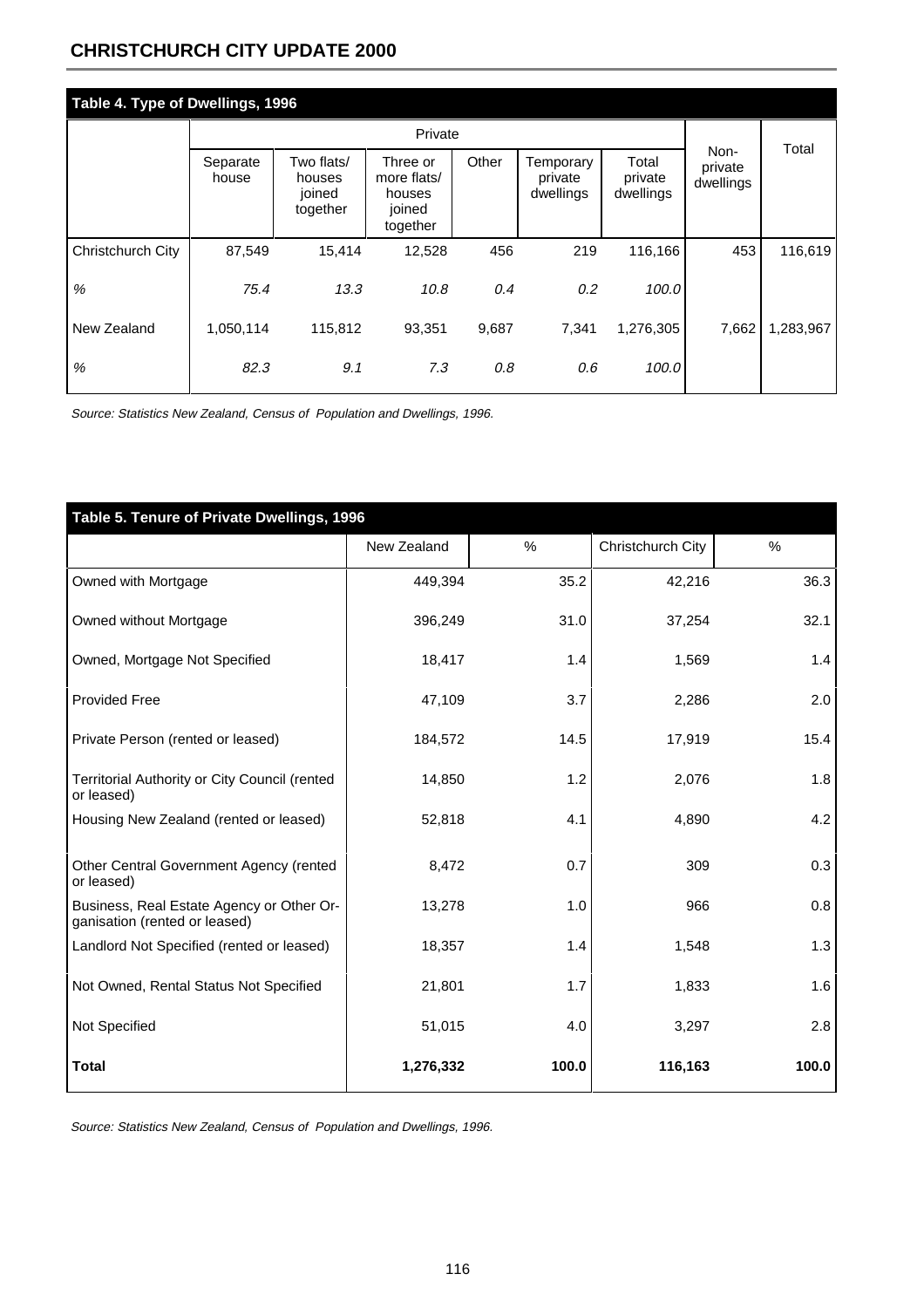### Table 4. Type of Dwellings, 1996

| | Private | | | | | | Non-private dwellings | Total |
|---|---|---|---|---|---|---|---|---|
| | Separate house | Two flats/ houses joined together | Three or more flats/ houses joined together | Other | Temporary private dwellings | Total private dwellings | | |
| Christchurch City | 87,549 | 15,414 | 12,528 | 456 | 219 | 116,166 | 453 | 116,619 |
| *%* | *75.4* | *13.3* | *10.8* | *0.4* | *0.2* | *100.0* | | |
| New Zealand | 1,050,114 | 115,812 | 93,351 | 9,687 | 7,341 | 1,276,305 | 7,662 | 1,283,967 |
| *%* | *82.3* | *9.1* | *7.3* | *0.8* | *0.6* | *100.0* | | |

*Source: Statistics New Zealand, Census of Population and Dwellings, 1996.*

### Table 5. Tenure of Private Dwellings, 1996

| | New Zealand | % | Christchurch City | % |
|---|---|---|---|---|
| Owned with Mortgage | 449,394 | 35.2 | 42,216 | 36.3 |
| Owned without Mortgage | 396,249 | 31.0 | 37,254 | 32.1 |
| Owned, Mortgage Not Specified | 18,417 | 1.4 | 1,569 | 1.4 |
| Provided Free | 47,109 | 3.7 | 2,286 | 2.0 |
| Private Person (rented or leased) | 184,572 | 14.5 | 17,919 | 15.4 |
| Territorial Authority or City Council (rented or leased) | 14,850 | 1.2 | 2,076 | 1.8 |
| Housing New Zealand (rented or leased) | 52,818 | 4.1 | 4,890 | 4.2 |
| Other Central Government Agency (rented or leased) | 8,472 | 0.7 | 309 | 0.3 |
| Business, Real Estate Agency or Other Organisation (rented or leased) | 13,278 | 1.0 | 966 | 0.8 |
| Landlord Not Specified (rented or leased) | 18,357 | 1.4 | 1,548 | 1.3 |
| Not Owned, Rental Status Not Specified | 21,801 | 1.7 | 1,833 | 1.6 |
| Not Specified | 51,015 | 4.0 | 3,297 | 2.8 |
| **Total** | **1,276,332** | **100.0** | **116,163** | **100.0** |

*Source: Statistics New Zealand, Census of Population and Dwellings, 1996.*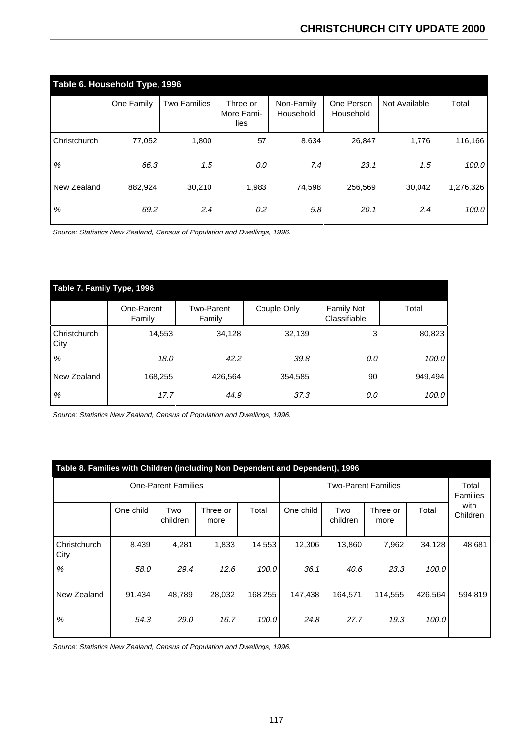## Table 6. Household Type, 1996

| | One Family | Two Families | Three or More Families | Non-Family Household | One Person Household | Not Available | Total |
|---|---|---|---|---|---|---|---|
| Christchurch | 77,052 | 1,800 | 57 | 8,634 | 26,847 | 1,776 | 116,166 |
| *%* | *66.3* | *1.5* | *0.0* | *7.4* | *23.1* | *1.5* | *100.0* |
| New Zealand | 882,924 | 30,210 | 1,983 | 74,598 | 256,569 | 30,042 | 1,276,326 |
| *%* | *69.2* | *2.4* | *0.2* | *5.8* | *20.1* | *2.4* | *100.0* |

*Source: Statistics New Zealand, Census of Population and Dwellings, 1996.*

## Table 7. Family Type, 1996

| | One-Parent Family | Two-Parent Family | Couple Only | Family Not Classifiable | Total |
|---|---|---|---|---|---|
| Christchurch City | 14,553 | 34,128 | 32,139 | 3 | 80,823 |
| *%* | *18.0* | *42.2* | *39.8* | *0.0* | *100.0* |
| New Zealand | 168,255 | 426,564 | 354,585 | 90 | 949,494 |
| *%* | *17.7* | *44.9* | *37.3* | *0.0* | *100.0* |

*Source: Statistics New Zealand, Census of Population and Dwellings, 1996.*

## Table 8. Families with Children (including Non Dependent and Dependent), 1996

| | One-Parent Families | | | | Two-Parent Families | | | | Total Families with Children |
|---|---|---|---|---|---|---|---|---|---|
| | One child | Two children | Three or more | Total | One child | Two children | Three or more | Total | |
| Christchurch City | 8,439 | 4,281 | 1,833 | 14,553 | 12,306 | 13,860 | 7,962 | 34,128 | 48,681 |
| *%* | *58.0* | *29.4* | *12.6* | *100.0* | *36.1* | *40.6* | *23.3* | *100.0* | |
| New Zealand | 91,434 | 48,789 | 28,032 | 168,255 | 147,438 | 164,571 | 114,555 | 426,564 | 594,819 |
| *%* | *54.3* | *29.0* | *16.7* | *100.0* | *24.8* | *27.7* | *19.3* | *100.0* | |

*Source: Statistics New Zealand, Census of Population and Dwellings, 1996.*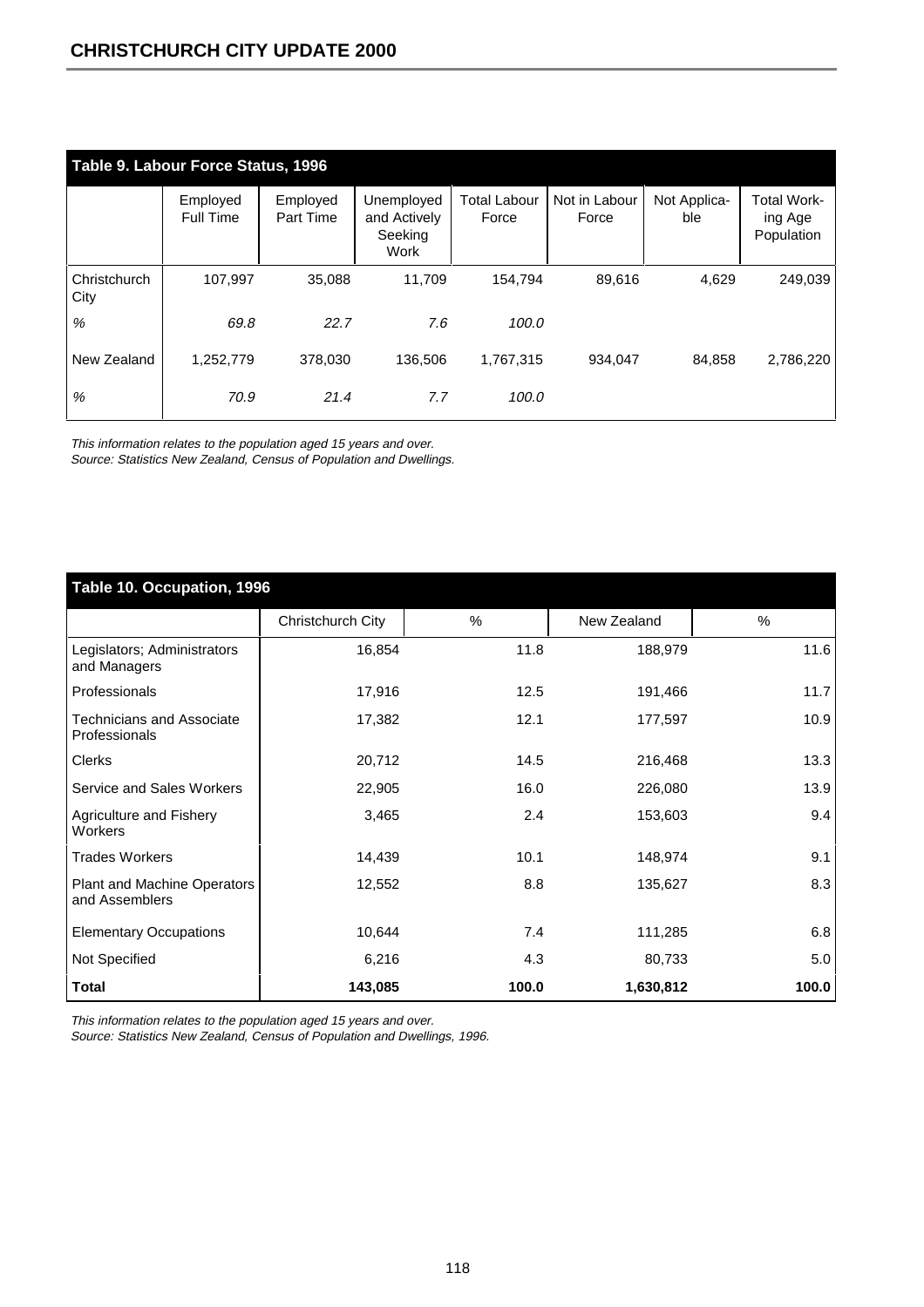## Table 9. Labour Force Status, 1996

| | Employed Full Time | Employed Part Time | Unemployed and Actively Seeking Work | Total Labour Force | Not in Labour Force | Not Applicable | Total Working Age Population |
|---|---|---|---|---|---|---|---|
| Christchurch City | 107,997 | 35,088 | 11,709 | 154,794 | 89,616 | 4,629 | 249,039 |
| *%* | *69.8* | *22.7* | *7.6* | *100.0* | | | |
| New Zealand | 1,252,779 | 378,030 | 136,506 | 1,767,315 | 934,047 | 84,858 | 2,786,220 |
| *%* | *70.9* | *21.4* | *7.7* | *100.0* | | | |

*This information relates to the population aged 15 years and over.*
*Source: Statistics New Zealand, Census of Population and Dwellings.*

## Table 10. Occupation, 1996

| | Christchurch City | % | New Zealand | % |
|---|---|---|---|---|
| Legislators; Administrators and Managers | 16,854 | 11.8 | 188,979 | 11.6 |
| Professionals | 17,916 | 12.5 | 191,466 | 11.7 |
| Technicians and Associate Professionals | 17,382 | 12.1 | 177,597 | 10.9 |
| Clerks | 20,712 | 14.5 | 216,468 | 13.3 |
| Service and Sales Workers | 22,905 | 16.0 | 226,080 | 13.9 |
| Agriculture and Fishery Workers | 3,465 | 2.4 | 153,603 | 9.4 |
| Trades Workers | 14,439 | 10.1 | 148,974 | 9.1 |
| Plant and Machine Operators and Assemblers | 12,552 | 8.8 | 135,627 | 8.3 |
| Elementary Occupations | 10,644 | 7.4 | 111,285 | 6.8 |
| Not Specified | 6,216 | 4.3 | 80,733 | 5.0 |
| **Total** | **143,085** | **100.0** | **1,630,812** | **100.0** |

*This information relates to the population aged 15 years and over.*
*Source: Statistics New Zealand, Census of Population and Dwellings, 1996.*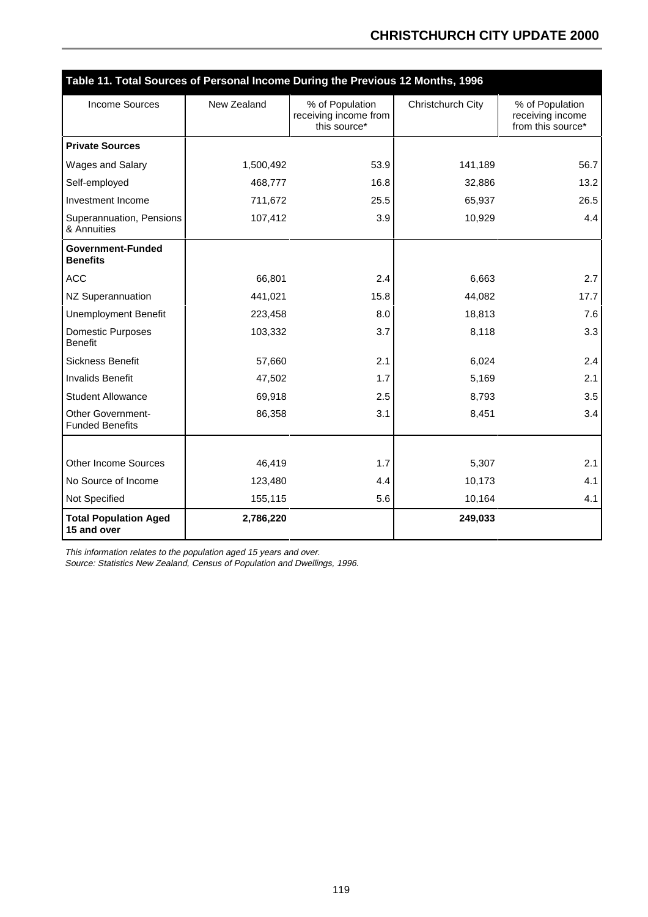## Table 11. Total Sources of Personal Income During the Previous 12 Months, 1996

| Income Sources | New Zealand | % of Population receiving income from this source* | Christchurch City | % of Population receiving income from this source* |
|---|---|---|---|---|
| **Private Sources** | | | | |
| Wages and Salary | 1,500,492 | 53.9 | 141,189 | 56.7 |
| Self-employed | 468,777 | 16.8 | 32,886 | 13.2 |
| Investment Income | 711,672 | 25.5 | 65,937 | 26.5 |
| Superannuation, Pensions & Annuities | 107,412 | 3.9 | 10,929 | 4.4 |
| **Government-Funded Benefits** | | | | |
| ACC | 66,801 | 2.4 | 6,663 | 2.7 |
| NZ Superannuation | 441,021 | 15.8 | 44,082 | 17.7 |
| Unemployment Benefit | 223,458 | 8.0 | 18,813 | 7.6 |
| Domestic Purposes Benefit | 103,332 | 3.7 | 8,118 | 3.3 |
| Sickness Benefit | 57,660 | 2.1 | 6,024 | 2.4 |
| Invalids Benefit | 47,502 | 1.7 | 5,169 | 2.1 |
| Student Allowance | 69,918 | 2.5 | 8,793 | 3.5 |
| Other Government-Funded Benefits | 86,358 | 3.1 | 8,451 | 3.4 |
| | | | | |
| Other Income Sources | 46,419 | 1.7 | 5,307 | 2.1 |
| No Source of Income | 123,480 | 4.4 | 10,173 | 4.1 |
| Not Specified | 155,115 | 5.6 | 10,164 | 4.1 |
| **Total Population Aged 15 and over** | **2,786,220** | | **249,033** | |

*This information relates to the population aged 15 years and over.*

*Source: Statistics New Zealand, Census of Population and Dwellings, 1996.*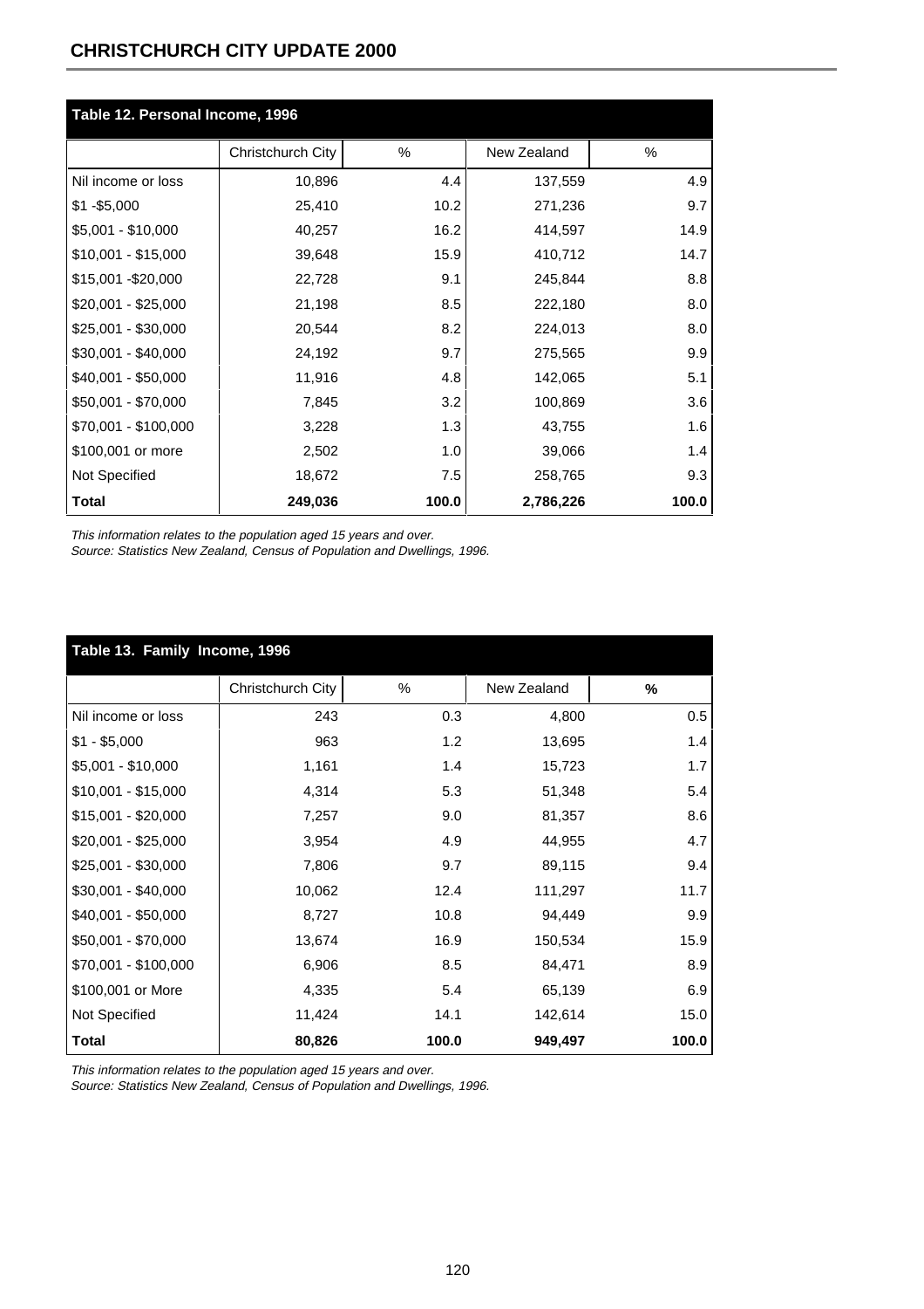### Table 12. Personal Income, 1996

| | Christchurch City | % | New Zealand | % |
|---|---|---|---|---|
| Nil income or loss | 10,896 | 4.4 | 137,559 | 4.9 |
| $1 -$5,000 | 25,410 | 10.2 | 271,236 | 9.7 |
| $5,001 - $10,000 | 40,257 | 16.2 | 414,597 | 14.9 |
| $10,001 - $15,000 | 39,648 | 15.9 | 410,712 | 14.7 |
| $15,001 -$20,000 | 22,728 | 9.1 | 245,844 | 8.8 |
| $20,001 - $25,000 | 21,198 | 8.5 | 222,180 | 8.0 |
| $25,001 - $30,000 | 20,544 | 8.2 | 224,013 | 8.0 |
| $30,001 - $40,000 | 24,192 | 9.7 | 275,565 | 9.9 |
| $40,001 - $50,000 | 11,916 | 4.8 | 142,065 | 5.1 |
| $50,001 - $70,000 | 7,845 | 3.2 | 100,869 | 3.6 |
| $70,001 - $100,000 | 3,228 | 1.3 | 43,755 | 1.6 |
| $100,001 or more | 2,502 | 1.0 | 39,066 | 1.4 |
| Not Specified | 18,672 | 7.5 | 258,765 | 9.3 |
| **Total** | **249,036** | **100.0** | **2,786,226** | **100.0** |

*This information relates to the population aged 15 years and over.*
*Source: Statistics New Zealand, Census of Population and Dwellings, 1996.*

### Table 13. Family Income, 1996

| | Christchurch City | % | New Zealand | **%** |
|---|---|---|---|---|
| Nil income or loss | 243 | 0.3 | 4,800 | 0.5 |
| $1 - $5,000 | 963 | 1.2 | 13,695 | 1.4 |
| $5,001 - $10,000 | 1,161 | 1.4 | 15,723 | 1.7 |
| $10,001 - $15,000 | 4,314 | 5.3 | 51,348 | 5.4 |
| $15,001 - $20,000 | 7,257 | 9.0 | 81,357 | 8.6 |
| $20,001 - $25,000 | 3,954 | 4.9 | 44,955 | 4.7 |
| $25,001 - $30,000 | 7,806 | 9.7 | 89,115 | 9.4 |
| $30,001 - $40,000 | 10,062 | 12.4 | 111,297 | 11.7 |
| $40,001 - $50,000 | 8,727 | 10.8 | 94,449 | 9.9 |
| $50,001 - $70,000 | 13,674 | 16.9 | 150,534 | 15.9 |
| $70,001 - $100,000 | 6,906 | 8.5 | 84,471 | 8.9 |
| $100,001 or More | 4,335 | 5.4 | 65,139 | 6.9 |
| Not Specified | 11,424 | 14.1 | 142,614 | 15.0 |
| **Total** | **80,826** | **100.0** | **949,497** | **100.0** |

*This information relates to the population aged 15 years and over.*
*Source: Statistics New Zealand, Census of Population and Dwellings, 1996.*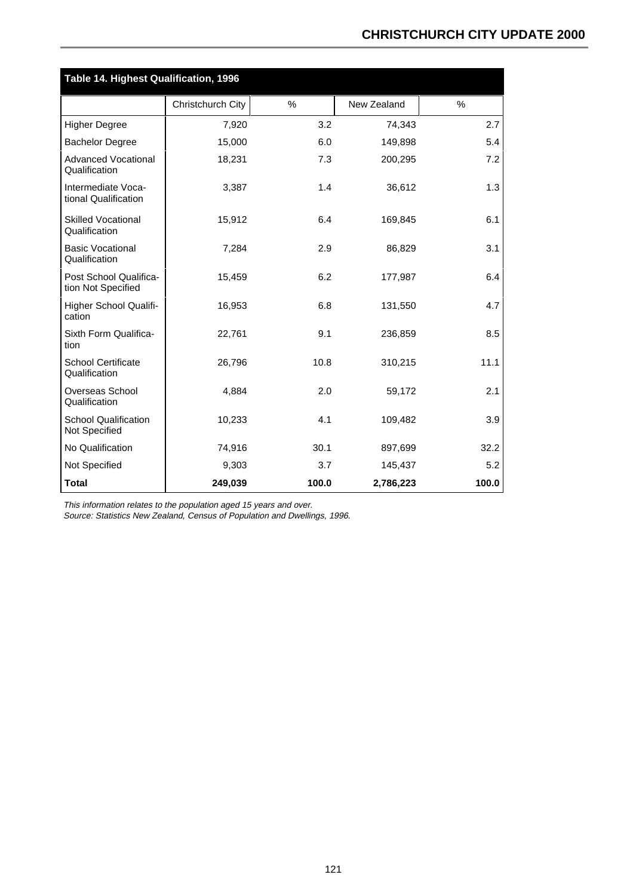## Table 14. Highest Qualification, 1996

| | Christchurch City | % | New Zealand | % |
|---|---|---|---|---|
| Higher Degree | 7,920 | 3.2 | 74,343 | 2.7 |
| Bachelor Degree | 15,000 | 6.0 | 149,898 | 5.4 |
| Advanced Vocational Qualification | 18,231 | 7.3 | 200,295 | 7.2 |
| Intermediate Vocational Qualification | 3,387 | 1.4 | 36,612 | 1.3 |
| Skilled Vocational Qualification | 15,912 | 6.4 | 169,845 | 6.1 |
| Basic Vocational Qualification | 7,284 | 2.9 | 86,829 | 3.1 |
| Post School Qualification Not Specified | 15,459 | 6.2 | 177,987 | 6.4 |
| Higher School Qualification | 16,953 | 6.8 | 131,550 | 4.7 |
| Sixth Form Qualification | 22,761 | 9.1 | 236,859 | 8.5 |
| School Certificate Qualification | 26,796 | 10.8 | 310,215 | 11.1 |
| Overseas School Qualification | 4,884 | 2.0 | 59,172 | 2.1 |
| School Qualification Not Specified | 10,233 | 4.1 | 109,482 | 3.9 |
| No Qualification | 74,916 | 30.1 | 897,699 | 32.2 |
| Not Specified | 9,303 | 3.7 | 145,437 | 5.2 |
| **Total** | **249,039** | **100.0** | **2,786,223** | **100.0** |

*This information relates to the population aged 15 years and over.*
*Source: Statistics New Zealand, Census of Population and Dwellings, 1996.*